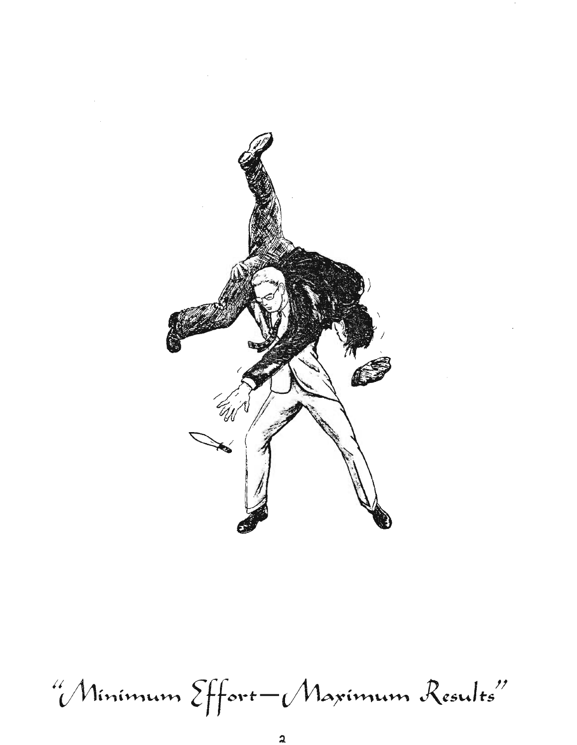"Minimum Effort—Maximum Results"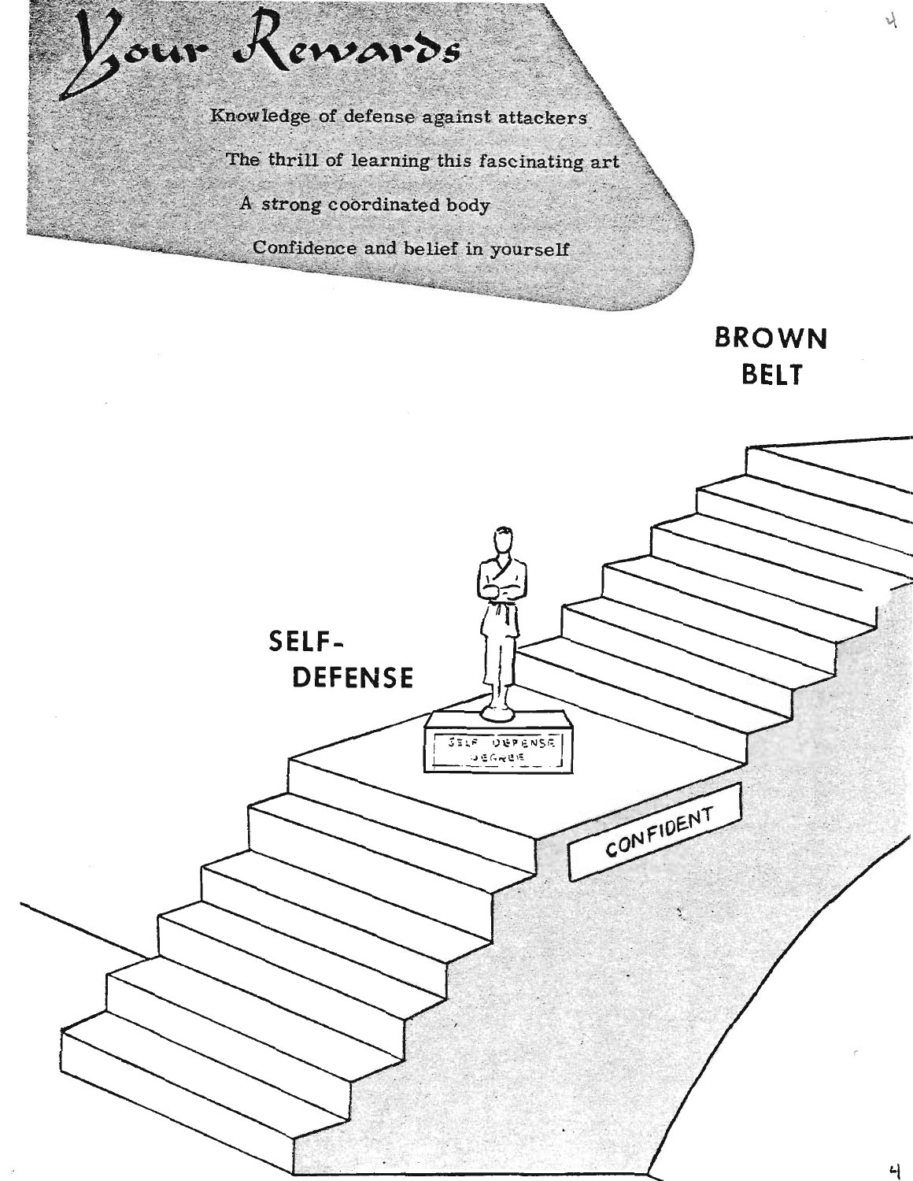# Your Rewards

Knowledge of defense against attackers

The thrill of learning this fascinating art

A strong coördinated body

Confidence and belief in yourself

BROWN BELT

SELF-DEFENSE

SELF DEFENSE DEGREE

CONFIDENT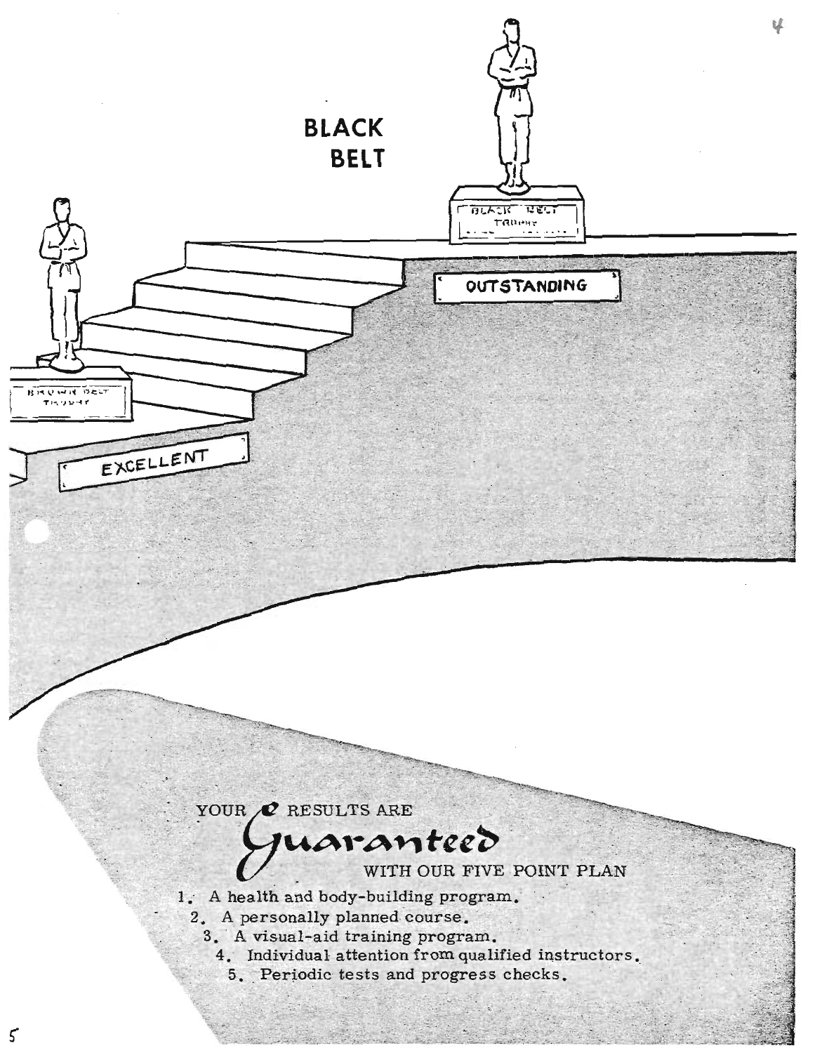**BLACK BELT**

BLACK BELT TROPHY

BROWN BELT TROPHY

OUTSTANDING

EXCELLENT

YOUR RESULTS ARE *Guaranteed* WITH OUR FIVE POINT PLAN

1. A health and body-building program.
2. A personally planned course.
3. A visual-aid training program.
4. Individual attention from qualified instructors.
5. Periodic tests and progress checks.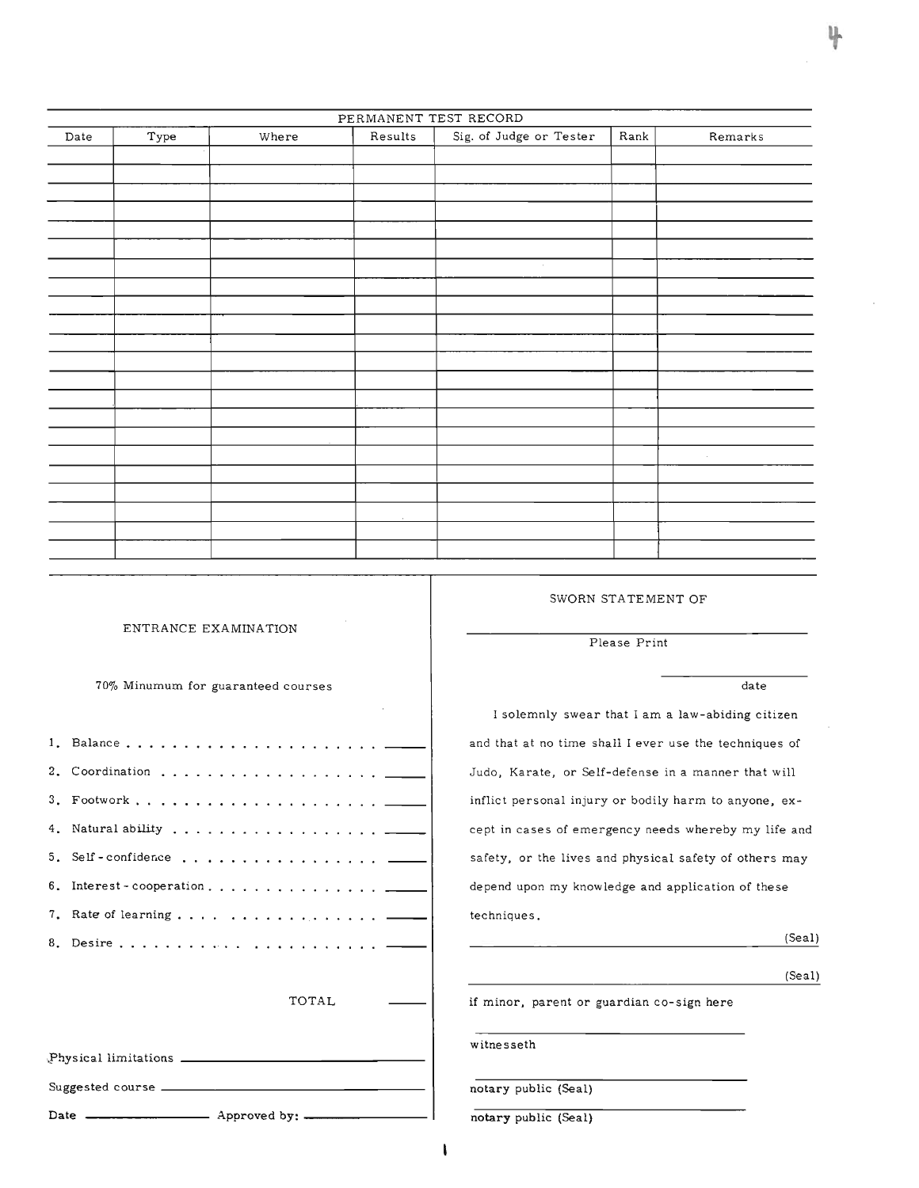## PERMANENT TEST RECORD

| Date | Type | Where | Results | Sig. of Judge or Tester | Rank | Remarks |
|---|---|---|---|---|---|---|
| | | | | | | |
| | | | | | | |
| | | | | | | |
| | | | | | | |
| | | | | | | |
| | | | | | | |
| | | | | | | |
| | | | | | | |
| | | | | | | |
| | | | | | | |
| | | | | | | |
| | | | | | | |
| | | | | | | |
| | | | | | | |
| | | | | | | |
| | | | | | | |
| | | | | | | |
| | | | | | | |
| | | | | | | |
| | | | | | | |
| | | | | | | |

### ENTRANCE EXAMINATION

70% Minumum for guaranteed courses

1. Balance . . . . . . . . . . . . . . . . . . . . . ______
2. Coordination . . . . . . . . . . . . . . . . . . ______
3. Footwork . . . . . . . . . . . . . . . . . . . . ______
4. Natural ability . . . . . . . . . . . . . . . . . ______
5. Self-confidence . . . . . . . . . . . . . . . . ______
6. Interest-cooperation . . . . . . . . . . . . . . ______
7. Rate of learning . . . . . . . . . . . . . . . . ______
8. Desire . . . . . . . . . . . . . . . . . . . . . ______

TOTAL ______

Physical limitations ______________________________

Suggested course ______________________________

Date ______________ Approved by: ______________

### SWORN STATEMENT OF

______________________________
Please Print

______________
date

I solemnly swear that I am a law-abiding citizen and that at no time shall I ever use the techniques of Judo, Karate, or Self-defense in a manner that will inflict personal injury or bodily harm to anyone, except in cases of emergency needs whereby my life and safety, or the lives and physical safety of others may depend upon my knowledge and application of these techniques.

______________________________ (Seal)

______________________________ (Seal)

if minor, parent or guardian co-sign here

______________________________
witnesseth

______________________________
notary public (Seal)

______________________________
notary public (Seal)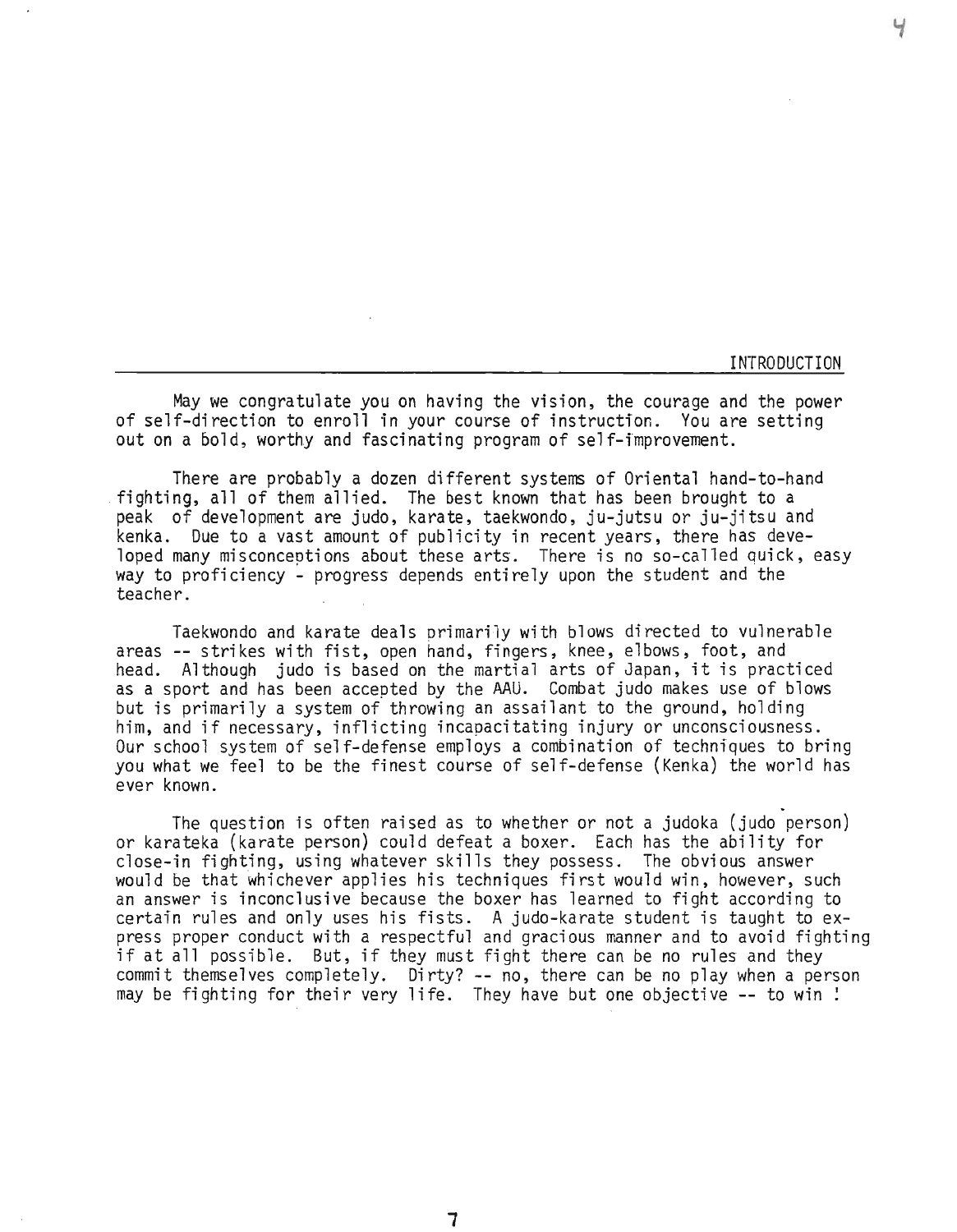## INTRODUCTION

May we congratulate you on having the vision, the courage and the power of self-direction to enroll in your course of instruction. You are setting out on a bold, worthy and fascinating program of self-improvement.

There are probably a dozen different systems of Oriental hand-to-hand fighting, all of them allied. The best known that has been brought to a peak of development are judo, karate, taekwondo, ju-jutsu or ju-jitsu and kenka. Due to a vast amount of publicity in recent years, there has developed many misconceptions about these arts. There is no so-called quick, easy way to proficiency - progress depends entirely upon the student and the teacher.

Taekwondo and karate deals primarily with blows directed to vulnerable areas -- strikes with fist, open hand, fingers, knee, elbows, foot, and head. Although judo is based on the martial arts of Japan, it is practiced as a sport and has been accepted by the AAU. Combat judo makes use of blows but is primarily a system of throwing an assailant to the ground, holding him, and if necessary, inflicting incapacitating injury or unconsciousness. Our school system of self-defense employs a combination of techniques to bring you what we feel to be the finest course of self-defense (Kenka) the world has ever known.

The question is often raised as to whether or not a judoka (judo person) or karateka (karate person) could defeat a boxer. Each has the ability for close-in fighting, using whatever skills they possess. The obvious answer would be that whichever applies his techniques first would win, however, such an answer is inconclusive because the boxer has learned to fight according to certain rules and only uses his fists. A judo-karate student is taught to express proper conduct with a respectful and gracious manner and to avoid fighting if at all possible. But, if they must fight there can be no rules and they commit themselves completely. Dirty? -- no, there can be no play when a person may be fighting for their very life. They have but one objective -- to win !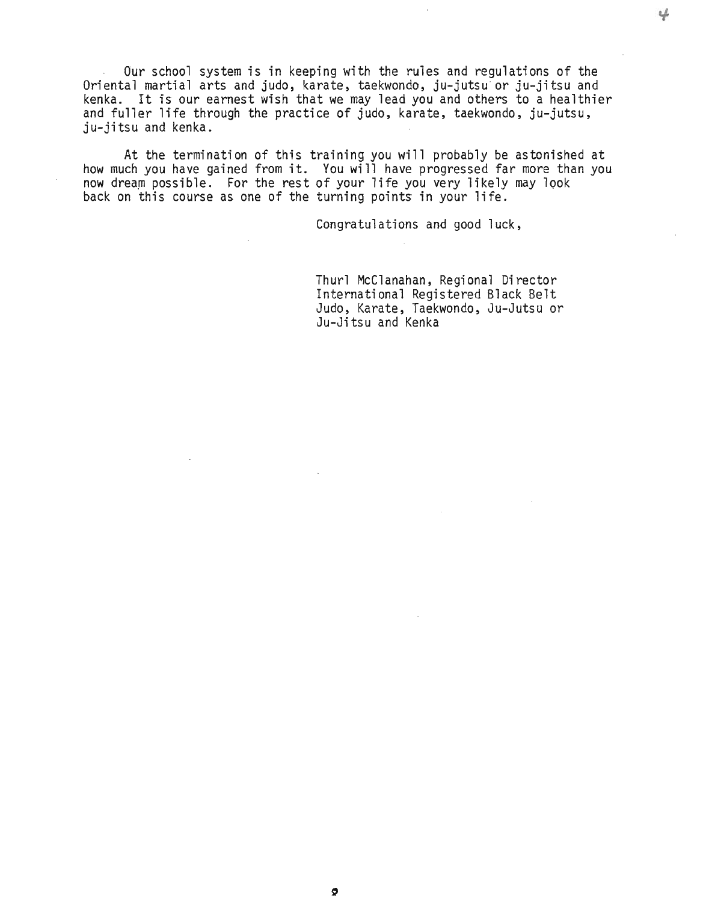Our school system is in keeping with the rules and regulations of the Oriental martial arts and judo, karate, taekwondo, ju-jutsu or ju-jitsu and kenka. It is our earnest wish that we may lead you and others to a healthier and fuller life through the practice of judo, karate, taekwondo, ju-jutsu, ju-jitsu and kenka.

At the termination of this training you will probably be astonished at how much you have gained from it. You will have progressed far more than you now dream possible. For the rest of your life you very likely may look back on this course as one of the turning points in your life.

Congratulations and good luck,

Thurl McClanahan, Regional Director
International Registered Black Belt
Judo, Karate, Taekwondo, Ju-Jutsu or
Ju-Jitsu and Kenka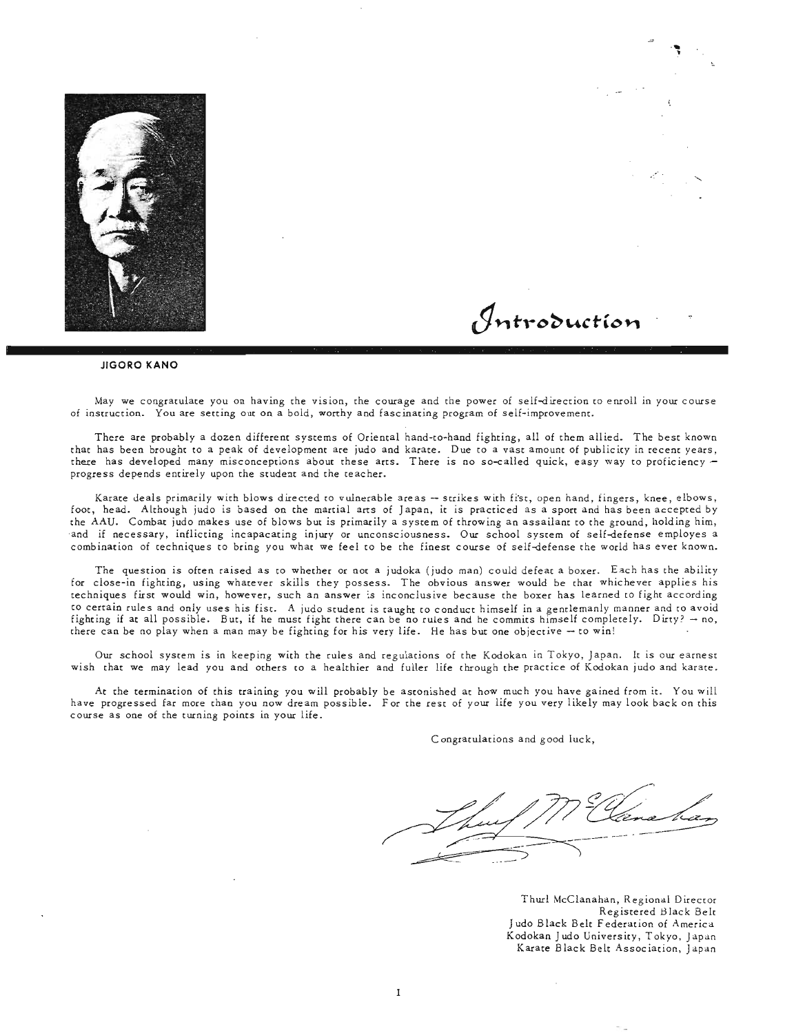# Introduction

**JIGORO KANO**

May we congratulate you on having the vision, the courage and the power of self-direction to enroll in your course of instruction. You are setting out on a bold, worthy and fascinating program of self-improvement.

There are probably a dozen different systems of Oriental hand-to-hand fighting, all of them allied. The best known that has been brought to a peak of development are judo and karate. Due to a vast amount of publicity in recent years, there has developed many misconceptions about these arts. There is no so-called quick, easy way to proficiency – progress depends entirely upon the student and the teacher.

Karate deals primarily with blows directed to vulnerable areas – strikes with fist, open hand, fingers, knee, elbows, foot, head. Although judo is based on the martial arts of Japan, it is practiced as a sport and has been accepted by the AAU. Combat judo makes use of blows but is primarily a system of throwing an assailant to the ground, holding him, and if necessary, inflicting incapacitating injury or unconsciousness. Our school system of self-defense employes a combination of techniques to bring you what we feel to be the finest course of self-defense the world has ever known.

The question is often raised as to whether or not a judoka (judo man) could defeat a boxer. Each has the ability for close-in fighting, using whatever skills they possess. The obvious answer would be that whichever applies his techniques first would win, however, such an answer is inconclusive because the boxer has learned to fight according to certain rules and only uses his fist. A judo student is taught to conduct himself in a gentlemanly manner and to avoid fighting if at all possible. But, if he must fight there can be no rules and he commits himself completely. Dirty? – no, there can be no play when a man may be fighting for his very life. He has but one objective – to win!

Our school system is in keeping with the rules and regulations of the Kodokan in Tokyo, Japan. It is our earnest wish that we may lead you and others to a healthier and fuller life through the practice of Kodokan judo and karate.

At the termination of this training you will probably be astonished at how much you have gained from it. You will have progressed far more than you now dream possible. For the rest of your life you very likely may look back on this course as one of the turning points in your life.

Congratulations and good luck,

Thurl McClanahan, Regional Director
Registered Black Belt
Judo Black Belt Federation of America
Kodokan Judo University, Tokyo, Japan
Karate Black Belt Association, Japan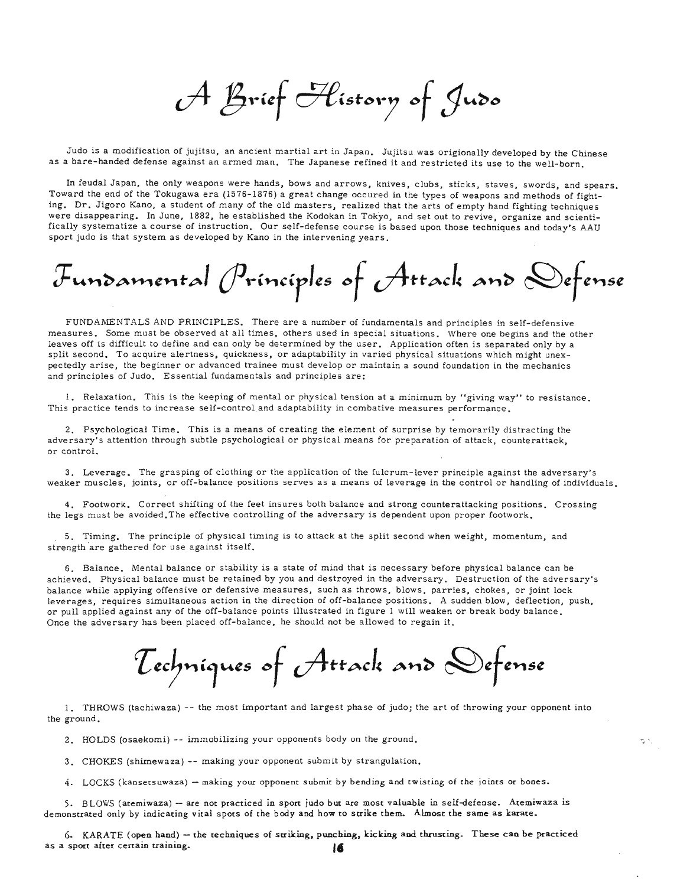# A Brief History of Judo

Judo is a modification of jujitsu, an ancient martial art in Japan. Jujitsu was origionally developed by the Chinese as a bare-handed defense against an armed man. The Japanese refined it and restricted its use to the well-born.

In feudal Japan, the only weapons were hands, bows and arrows, knives, clubs, sticks, staves, swords, and spears. Toward the end of the Tokugawa era (1576-1876) a great change occured in the types of weapons and methods of fighting. Dr. Jigoro Kano, a student of many of the old masters, realized that the arts of empty hand fighting techniques were disappearing. In June, 1882, he established the Kodokan in Tokyo, and set out to revive, organize and scientifically systematize a course of instruction. Our self-defense course is based upon those techniques and today's AAU sport judo is that system as developed by Kano in the intervening years.

# Fundamental Principles of Attack and Defense

FUNDAMENTALS AND PRINCIPLES. There are a number of fundamentals and principles in self-defensive measures. Some must be observed at all times, others used in special situations. Where one begins and the other leaves off is difficult to define and can only be determined by the user. Application often is separated only by a split second. To acquire alertness, quickness, or adaptability in varied physical situations which might unexpectedly arise, the beginner or advanced trainee must develop or maintain a sound foundation in the mechanics and principles of Judo. Essential fundamentals and principles are:

1. Relaxation. This is the keeping of mental or physical tension at a minimum by "giving way" to resistance. This practice tends to increase self-control and adaptability in combative measures performance.

2. Psychological Time. This is a means of creating the element of surprise by temorarily distracting the adversary's attention through subtle psychological or physical means for preparation of attack, counterattack, or control.

3. Leverage. The grasping of clothing or the application of the fulcrum-lever principle against the adversary's weaker muscles, joints, or off-balance positions serves as a means of leverage in the control or handling of individuals.

4. Footwork. Correct shifting of the feet insures both balance and strong counterattacking positions. Crossing the legs must be avoided.The effective controlling of the adversary is dependent upon proper footwork.

5. Timing. The principle of physical timing is to attack at the split second when weight, momentum, and strength are gathered for use against itself.

6. Balance. Mental balance or stability is a state of mind that is necessary before physical balance can be achieved. Physical balance must be retained by you and destroyed in the adversary. Destruction of the adversary's balance while applying offensive or defensive measures, such as throws, blows, parries, chokes, or joint lock leverages, requires simultaneous action in the direction of off-balance positions. A sudden blow, deflection, push, or pull applied against any of the off-balance points illustrated in figure 1 will weaken or break body balance. Once the adversary has been placed off-balance, he should not be allowed to regain it.

# Techniques of Attack and Defense

1. THROWS (tachiwaza) -- the most important and largest phase of judo; the art of throwing your opponent into the ground.

2. HOLDS (osaekomi) -- immobilizing your opponents body on the ground.

3. CHOKES (shimewaza) -- making your opponent submit by strangulation.

4. LOCKS (kansetsuwaza) -- making your opponent submit by bending and twisting of the joints or bones.

5. BLOWS (atemiwaza) -- are not practiced in sport judo but are most valuable in self-defense. Atemiwaza is demonstrated only by indicating vital spots of the body and how to strike them. Almost the same as karate.

6. KARATE (open hand) -- the techniques of striking, punching, kicking and thrusting. These can be practiced as a sport after certain training.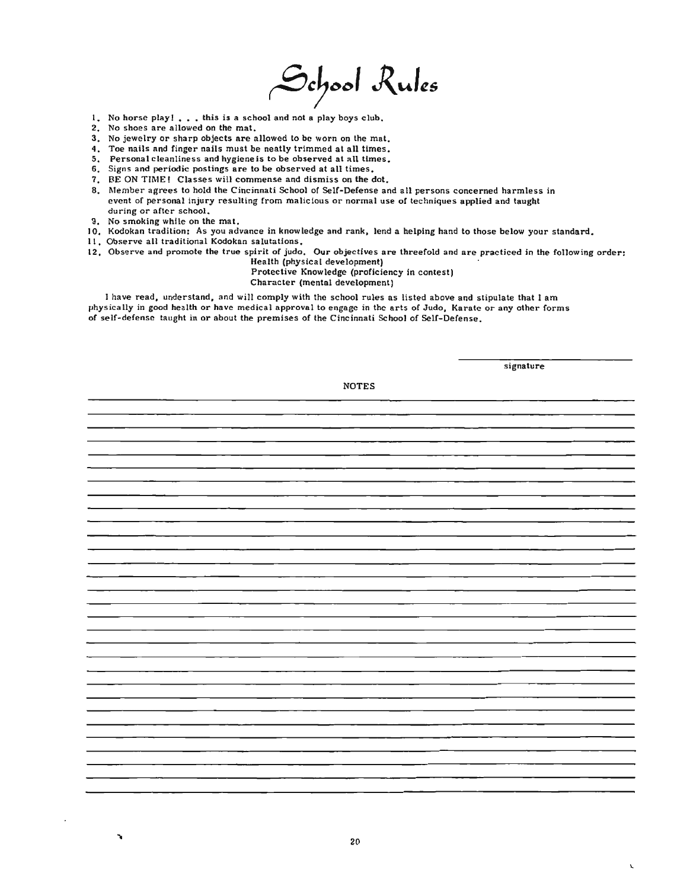# School Rules

1. No horse play! . . . this is a school and not a play boys club.
2. No shoes are allowed on the mat.
3. No jewelry or sharp objects are allowed to be worn on the mat.
4. Toe nails and finger nails must be neatly trimmed at all times.
5. Personal cleanliness and hygiene is to be observed at all times.
6. Signs and periodic postings are to be observed at all times.
7. BE ON TIME! Classes will commense and dismiss on the dot.
8. Member agrees to hold the Cincinnati School of Self-Defense and all persons concerned harmless in event of personal injury resulting from malicious or normal use of techniques applied and taught during or after school.
9. No smoking while on the mat.
10. Kodokan tradition: As you advance in knowledge and rank, lend a helping hand to those below your standard.
11. Observe all traditional Kodokan salutations.
12. Observe and promote the true spirit of judo. Our objectives are threefold and are practiced in the following order:
    - Health (physical development)
    - Protective Knowledge (proficiency in contest)
    - Character (mental development)

I have read, understand, and will comply with the school rules as listed above and stipulate that I am physically in good health or have medical approval to engage in the arts of Judo, Karate or any other forms of self-defense taught in or about the premises of the Cincinnati School of Self-Defense.

\_\_\_\_\_\_\_\_\_\_\_\_\_\_\_\_\_\_\_\_\_\_\_\_\_\_\_\_\_\_
signature

NOTES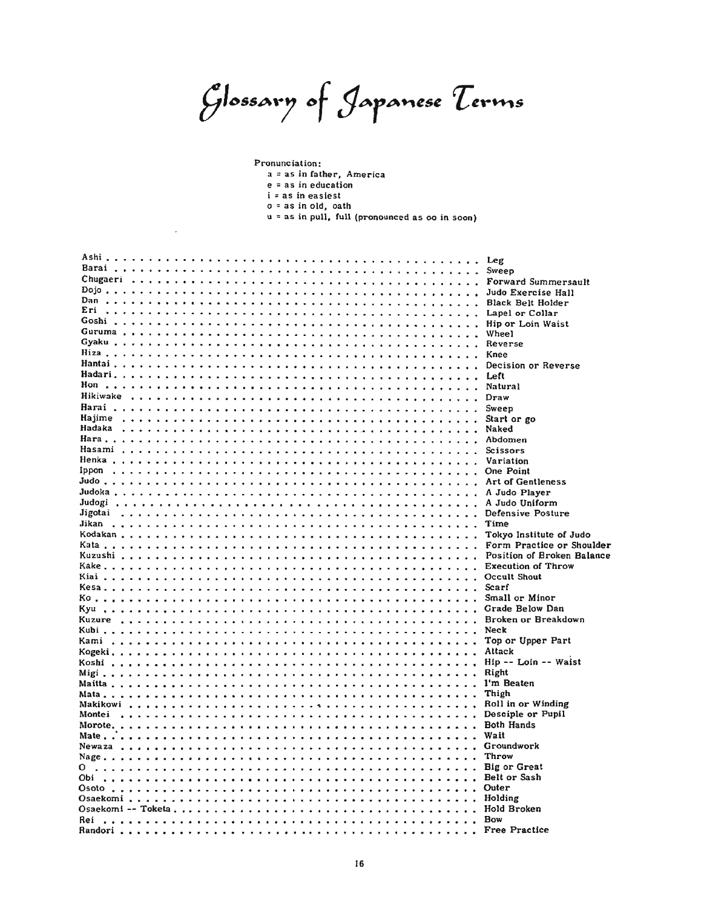# Glossary of Japanese Terms

Pronunciation:
- a = as in father, America
- e = as in education
- i = as in easiest
- o = as in old, oath
- u = as in pull, full (pronounced as oo in soon)

| | |
|---|---|
| Ashi | Leg |
| Barai | Sweep |
| Chugaeri | Forward Summersault |
| Dojo | Judo Exercise Hall |
| Dan | Black Belt Holder |
| Eri | Lapel or Collar |
| Goshi | Hip or Loin Waist |
| Guruma | Wheel |
| Gyaku | Reverse |
| Hiza | Knee |
| Hantai | Decision or Reverse |
| Hadari | Left |
| Hon | Natural |
| Hikiwake | Draw |
| Harai | Sweep |
| Hajime | Start or go |
| Hadaka | Naked |
| Hara | Abdomen |
| Hasami | Scissors |
| Henka | Variation |
| Ippon | One Point |
| Judo | Art of Gentleness |
| Judoka | A Judo Player |
| Judogi | A Judo Uniform |
| Jigotai | Defensive Posture |
| Jikan | Time |
| Kodakan | Tokyo Institute of Judo |
| Kata | Form Practice or Shoulder |
| Kuzushi | Position of Broken Balance |
| Kake | Execution of Throw |
| Kiai | Occult Shout |
| Kesa | Scarf |
| Ko | Small or Minor |
| Kyu | Grade Below Dan |
| Kuzure | Broken or Breakdown |
| Kubi | Neck |
| Kami | Top or Upper Part |
| Kogeki | Attack |
| Koshi | Hip -- Loin -- Waist |
| Migi | Right |
| Maitta | I'm Beaten |
| Mata | Thigh |
| Makikowi | Roll in or Winding |
| Montei | Desciple or Pupil |
| Morote | Both Hands |
| Mate | Wait |
| Newaza | Groundwork |
| Nage | Throw |
| O | Big or Great |
| Obi | Belt or Sash |
| Osoto | Outer |
| Osaekomi | Holding |
| Osaekomi -- Toketa | Hold Broken |
| Rei | Bow |
| Randori | Free Practice |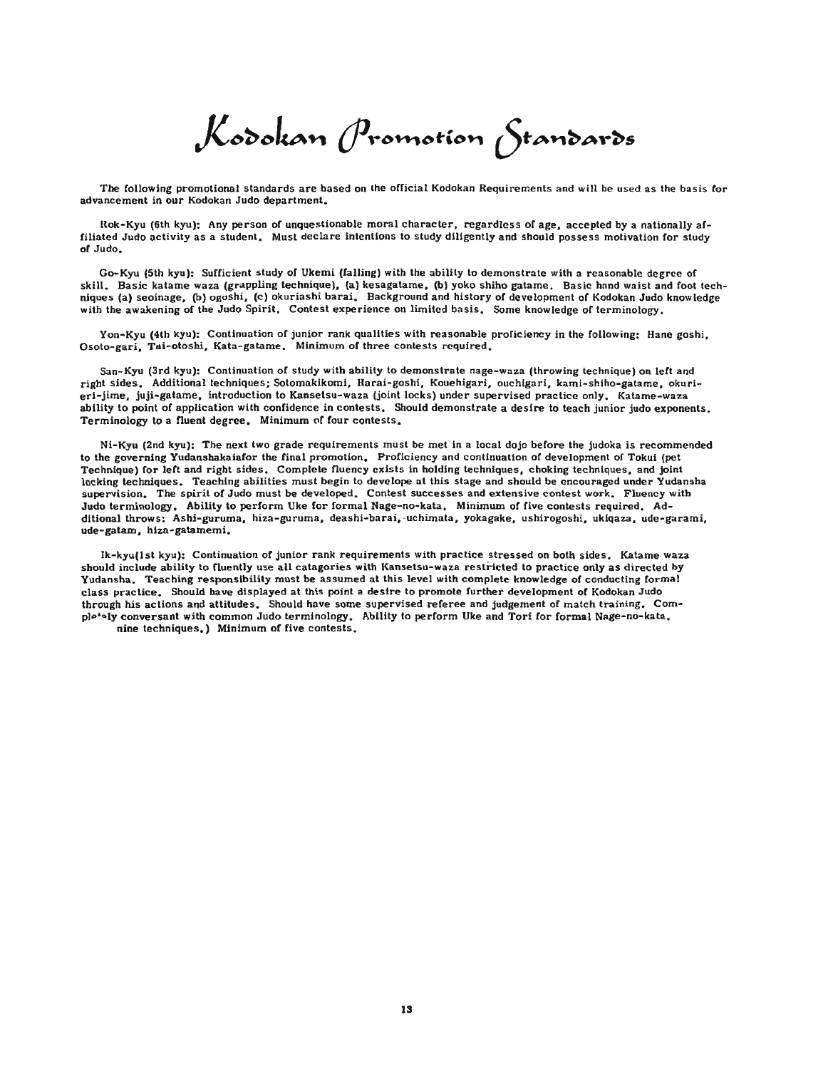# Kodokan Promotion Standards

The following promotional standards are based on the official Kodokan Requirements and will be used as the basis for advancement in our Kodokan Judo department.

Rok-Kyu (6th kyu): Any person of unquestionable moral character, regardless of age, accepted by a nationally affiliated Judo activity as a student. Must declare intentions to study diligently and should possess motivation for study of Judo.

Go-Kyu (5th kyu): Sufficient study of Ukemi (falling) with the ability to demonstrate with a reasonable degree of skill. Basic katame waza (grappling technique), (a) kesagatame, (b) yoko shiho gatame. Basic hand waist and foot techniques (a) seoinage, (b) ogoshi, (c) okuriashi barai. Background and history of development of Kodokan Judo knowledge with the awakening of the Judo Spirit. Contest experience on limited basis. Some knowledge of terminology.

Yon-Kyu (4th kyu): Continuation of junior rank qualities with reasonable proficiency in the following: Hane goshi, Osoto-gari, Tai-otoshi, Kata-gatame. Minimum of three contests required.

San-Kyu (3rd kyu): Continuation of study with ability to demonstrate nage-waza (throwing technique) on left and right sides. Additional techniques; Sotomakikomi, Harai-goshi, Kouchigari, ouchigari, kami-shiho-gatame, okuri-eri-jime, juji-gatame, introduction to Kansetsu-waza (joint locks) under supervised practice only. Katame-waza ability to point of application with confidence in contests. Should demonstrate a desire to teach junior judo exponents. Terminology to a fluent degree. Minimum of four contests.

Ni-Kyu (2nd kyu): The next two grade requirements must be met in a local dojo before the judoka is recommended to the governing Yudanshakaiafor the final promotion. Proficiency and continuation of development of Tokui (pet Technique) for left and right sides. Complete fluency exists in holding techniques, choking techniques, and joint locking techniques. Teaching abilities must begin to develope at this stage and should be encouraged under Yudansha supervision. The spirit of Judo must be developed. Contest successes and extensive contest work. Fluency with Judo terminology. Ability to perform Uke for formal Nage-no-kata. Minimum of five contests required. Additional throws: Ashi-guruma, hiza-guruma, deashi-barai, uchimata, yokagake, ushirogoshi, ukiqaza, ude-garami, ude-gatam, hiza-gatamemi.

Ik-kyu(1st kyu): Continuation of junior rank requirements with practice stressed on both sides. Katame waza should include ability to fluently use all catagories with Kansetsu-waza restricted to practice only as directed by Yudansha. Teaching responsibility must be assumed at this level with complete knowledge of conducting formal class practice. Should have displayed at this point a desire to promote further development of Kodokan Judo through his actions and attitudes. Should have some supervised referee and judgement of match training. Completely conversant with common Judo terminology. Ability to perform Uke and Tori for formal Nage-no-kata. nine techniques.) Minimum of five contests.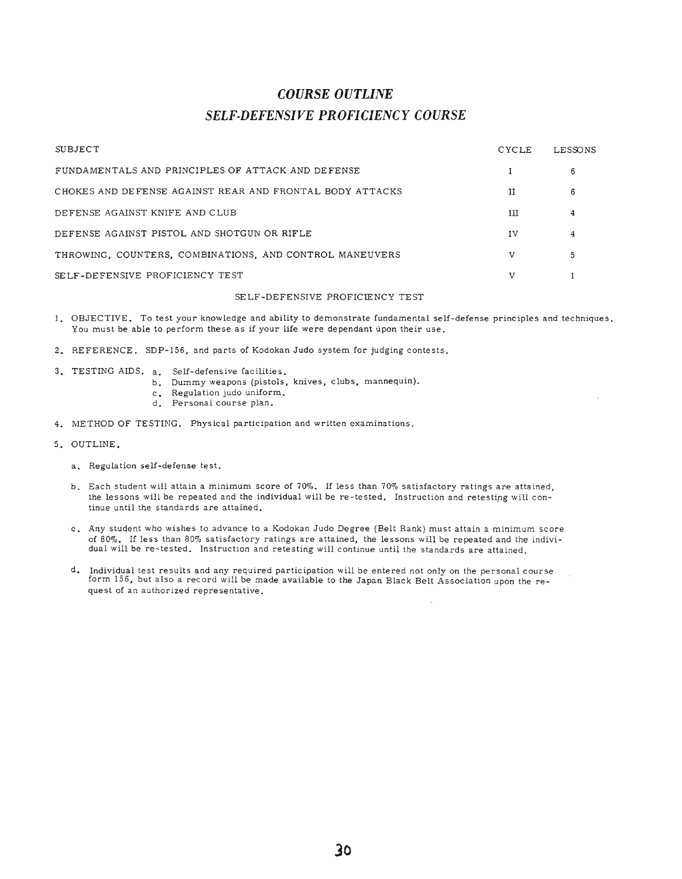# *COURSE OUTLINE*
## *SELF-DEFENSIVE PROFICIENCY COURSE*

| SUBJECT | CYCLE | LESSONS |
|---|---|---|
| FUNDAMENTALS AND PRINCIPLES OF ATTACK AND DEFENSE | I | 6 |
| CHOKES AND DEFENSE AGAINST REAR AND FRONTAL BODY ATTACKS | II | 6 |
| DEFENSE AGAINST KNIFE AND CLUB | III | 4 |
| DEFENSE AGAINST PISTOL AND SHOTGUN OR RIFLE | IV | 4 |
| THROWING, COUNTERS, COMBINATIONS, AND CONTROL MANEUVERS | V | 5 |
| SELF-DEFENSIVE PROFICIENCY TEST | V | 1 |

### SELF-DEFENSIVE PROFICIENCY TEST

1. OBJECTIVE. To test your knowledge and ability to demonstrate fundamental self-defense principles and techniques. You must be able to perform these as if your life were dependant upon their use.

2. REFERENCE. SDP-156, and parts of Kodokan Judo system for judging contests.

3. TESTING AIDS.
   a. Self-defensive facilities.
   b. Dummy weapons (pistols, knives, clubs, mannequin).
   c. Regulation judo uniform.
   d. Personal course plan.

4. METHOD OF TESTING. Physical participation and written examinations.

5. OUTLINE.

   a. Regulation self-defense test.

   b. Each student will attain a minimum score of 70%. If less than 70% satisfactory ratings are attained, the lessons will be repeated and the individual will be re-tested. Instruction and retesting will continue until the standards are attained.

   c. Any student who wishes to advance to a Kodokan Judo Degree (Belt Rank) must attain a minimum score of 80%. If less than 80% satisfactory ratings are attained, the lessons will be repeated and the individual will be re-tested. Instruction and retesting will continue until the standards are attained.

   d. Individual test results and any required participation will be entered not only on the personal course form 156, but also a record will be made available to the Japan Black Belt Association upon the request of an authorized representative.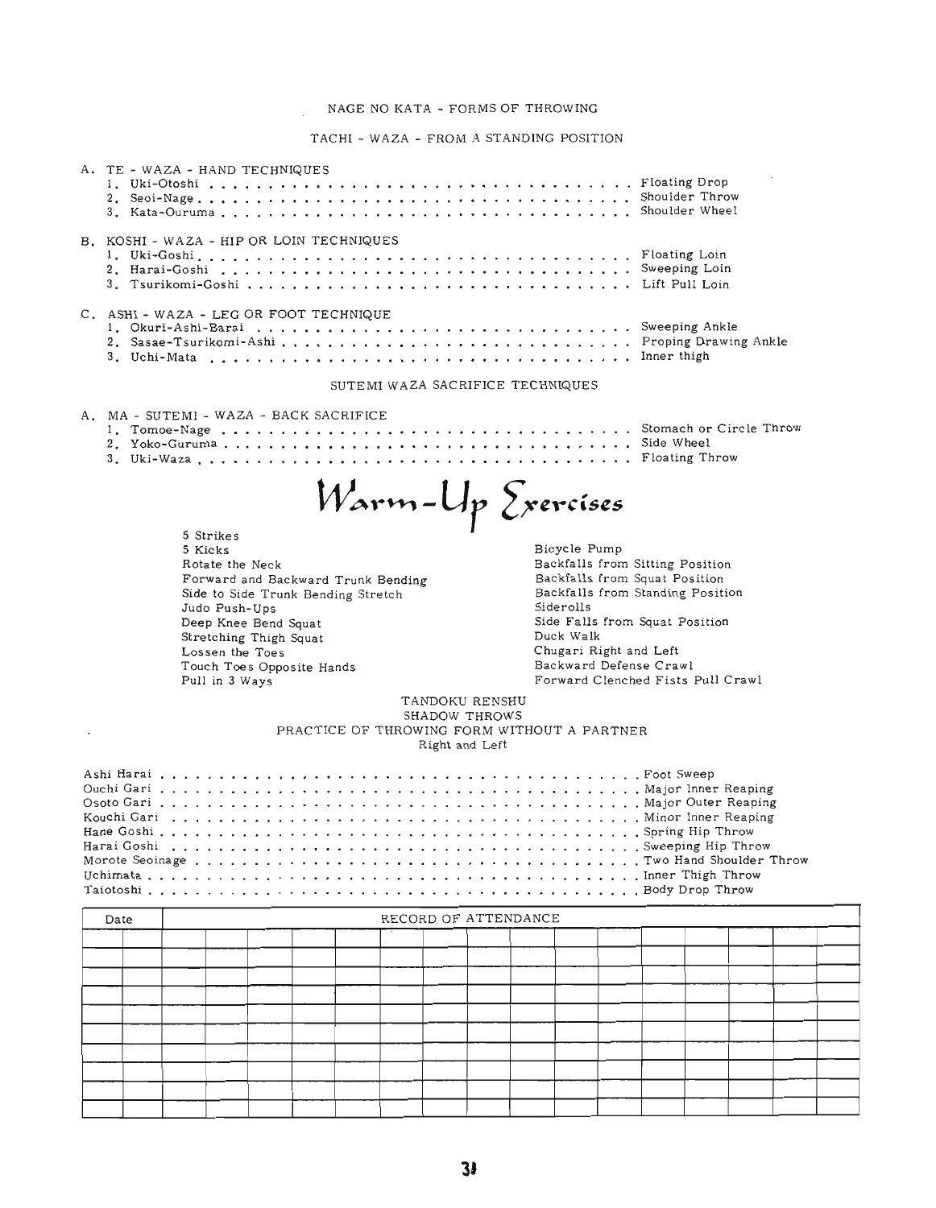## NAGE NO KATA - FORMS OF THROWING

### TACHI - WAZA - FROM A STANDING POSITION

A. TE - WAZA - HAND TECHNIQUES

1. Uki-Otoshi . . . . . . . . . . . . . . . . . . . . . . . . . . . . . . . . Floating Drop
2. Seoi-Nage . . . . . . . . . . . . . . . . . . . . . . . . . . . . . . . . Shoulder Throw
3. Kata-Ouruma . . . . . . . . . . . . . . . . . . . . . . . . . . . . . . . . Shoulder Wheel

B. KOSHI - WAZA - HIP OR LOIN TECHNIQUES

1. Uki-Goshi . . . . . . . . . . . . . . . . . . . . . . . . . . . . . . . . Floating Loin
2. Harai-Goshi . . . . . . . . . . . . . . . . . . . . . . . . . . . . . . . . Sweeping Loin
3. Tsurikomi-Goshi . . . . . . . . . . . . . . . . . . . . . . . . . . . . . . . . Lift Pull Loin

C. ASHI - WAZA - LEG OR FOOT TECHNIQUE

1. Okuri-Ashi-Barai . . . . . . . . . . . . . . . . . . . . . . . . . . . . . . . . Sweeping Ankle
2. Sasae-Tsurikomi-Ashi . . . . . . . . . . . . . . . . . . . . . . . . . . . . . . . . Proping Drawing Ankle
3. Uchi-Mata . . . . . . . . . . . . . . . . . . . . . . . . . . . . . . . . Inner thigh

### SUTEMI WAZA SACRIFICE TECHNIQUES

A. MA - SUTEMI - WAZA - BACK SACRIFICE

1. Tomoe-Nage . . . . . . . . . . . . . . . . . . . . . . . . . . . . . . . . Stomach or Circle Throw
2. Yoko-Guruma . . . . . . . . . . . . . . . . . . . . . . . . . . . . . . . . Side Wheel
3. Uki-Waza . . . . . . . . . . . . . . . . . . . . . . . . . . . . . . . . Floating Throw

## Warm-Up Exercises

5 Strikes
5 Kicks
Rotate the Neck
Forward and Backward Trunk Bending
Side to Side Trunk Bending Stretch
Judo Push-Ups
Deep Knee Bend Squat
Stretching Thigh Squat
Lossen the Toes
Touch Toes Opposite Hands
Pull in 3 Ways

Bicycle Pump
Backfalls from Sitting Position
Backfalls from Squat Position
Backfalls from Standing Position
Siderolls
Side Falls from Squat Position
Duck Walk
Chugari Right and Left
Backward Defense Crawl
Forward Clenched Fists Pull Crawl

### TANDOKU RENSHU
### SHADOW THROWS
### PRACTICE OF THROWING FORM WITHOUT A PARTNER
Right and Left

Ashi Harai . . . . . . . . . . . . . . . . . . . . . . . . . . . . . . . . Foot Sweep
Ouchi Gari . . . . . . . . . . . . . . . . . . . . . . . . . . . . . . . . Major Inner Reaping
Osoto Gari . . . . . . . . . . . . . . . . . . . . . . . . . . . . . . . . Major Outer Reaping
Kouchi Gari . . . . . . . . . . . . . . . . . . . . . . . . . . . . . . . . Minor Inner Reaping
Hane Goshi . . . . . . . . . . . . . . . . . . . . . . . . . . . . . . . . Spring Hip Throw
Harai Goshi . . . . . . . . . . . . . . . . . . . . . . . . . . . . . . . . Sweeping Hip Throw
Morote Seoinage . . . . . . . . . . . . . . . . . . . . . . . . . . . . . . . . Two Hand Shoulder Throw
Uchimata . . . . . . . . . . . . . . . . . . . . . . . . . . . . . . . . Inner Thigh Throw
Taiotoshi . . . . . . . . . . . . . . . . . . . . . . . . . . . . . . . . Body Drop Throw

| Date | | RECORD OF ATTENDANCE | | | | | | | | | | | | | | | |
|---|---|---|---|---|---|---|---|---|---|---|---|---|---|---|---|---|---|
| | | | | | | | | | | | | | | | | | |
| | | | | | | | | | | | | | | | | | |
| | | | | | | | | | | | | | | | | | |
| | | | | | | | | | | | | | | | | | |
| | | | | | | | | | | | | | | | | | |
| | | | | | | | | | | | | | | | | | |
| | | | | | | | | | | | | | | | | | |
| | | | | | | | | | | | | | | | | | |
| | | | | | | | | | | | | | | | | | |
| | | | | | | | | | | | | | | | | | |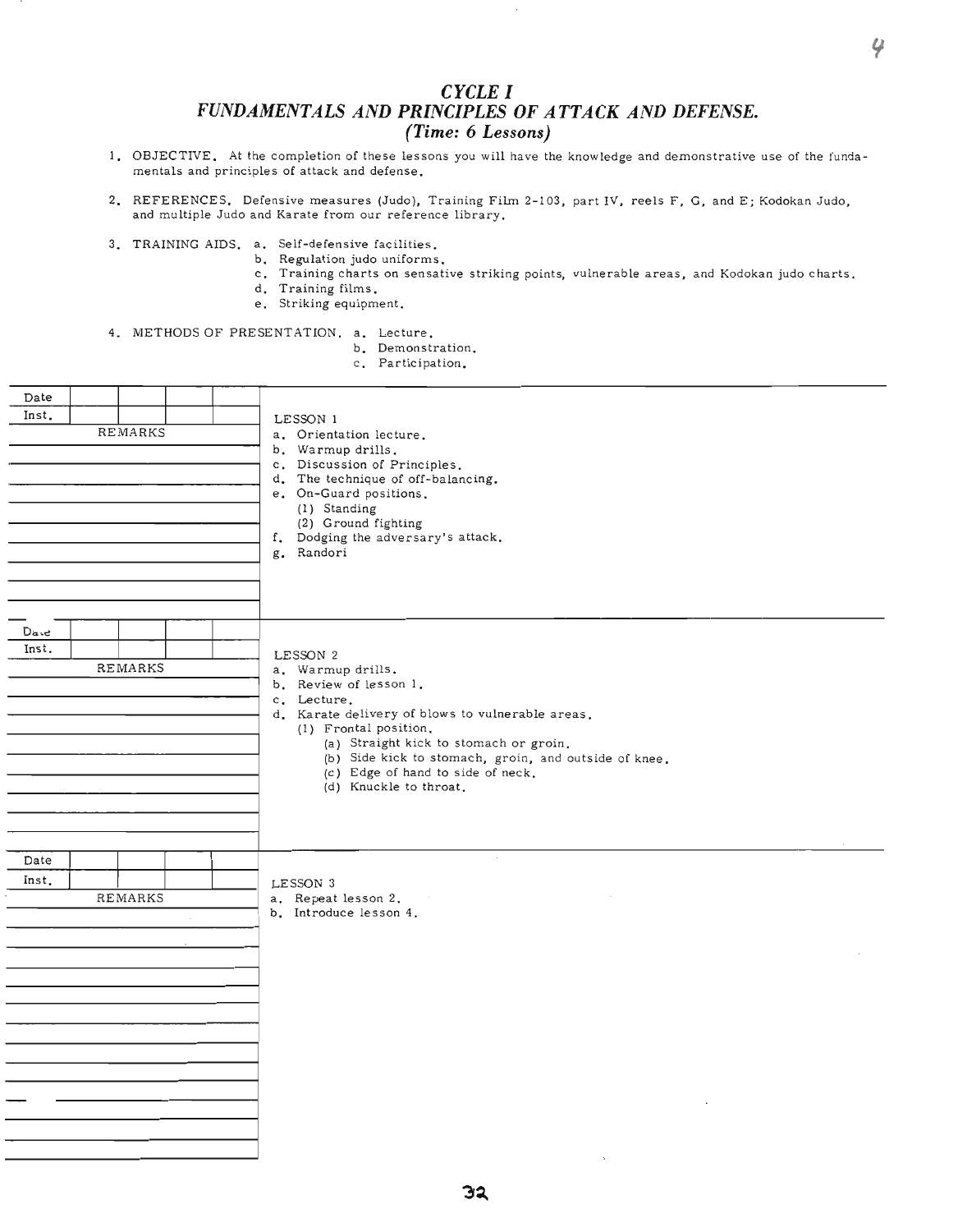## CYCLE I
## FUNDAMENTALS AND PRINCIPLES OF ATTACK AND DEFENSE.
*(Time: 6 Lessons)*

1. OBJECTIVE. At the completion of these lessons you will have the knowledge and demonstrative use of the fundamentals and principles of attack and defense.

2. REFERENCES. Defensive measures (Judo), Training Film 2-103, part IV, reels F, G, and E; Kodokan Judo, and multiple Judo and Karate from our reference library.

3. TRAINING AIDS.
   a. Self-defensive facilities.
   b. Regulation judo uniforms.
   c. Training charts on sensative striking points, vulnerable areas, and Kodokan judo charts.
   d. Training films.
   e. Striking equipment.

4. METHODS OF PRESENTATION.
   a. Lecture.
   b. Demonstration.
   c. Participation.

| Date | | | | | |
|---|---|---|---|---|---|
| Inst. | | | | | LESSON 1 |
| REMARKS | | | | | a. Orientation lecture.<br>b. Warmup drills.<br>c. Discussion of Principles.<br>d. The technique of off-balancing.<br>e. On-Guard positions.<br>(1) Standing<br>(2) Ground fighting<br>f. Dodging the adversary's attack.<br>g. Randori |

| Date | | | | | |
|---|---|---|---|---|---|
| Inst. | | | | | LESSON 2 |
| REMARKS | | | | | a. Warmup drills.<br>b. Review of lesson 1.<br>c. Lecture.<br>d. Karate delivery of blows to vulnerable areas.<br>(1) Frontal position.<br>(a) Straight kick to stomach or groin.<br>(b) Side kick to stomach, groin, and outside of knee.<br>(c) Edge of hand to side of neck.<br>(d) Knuckle to throat. |

| Date | | | | | |
|---|---|---|---|---|---|
| Inst. | | | | | LESSON 3 |
| REMARKS | | | | | a. Repeat lesson 2.<br>b. Introduce lesson 4. |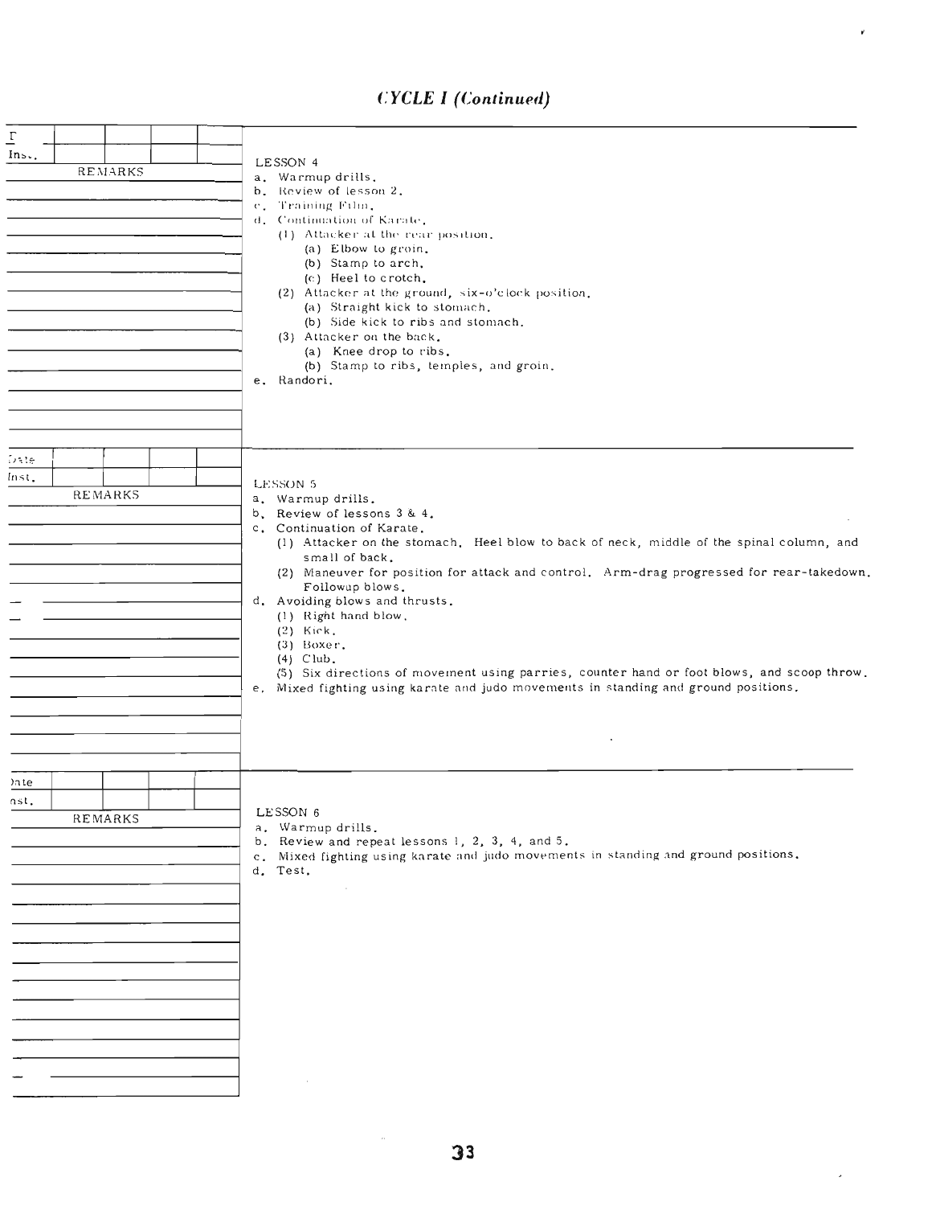## CYCLE I (Continued)

| Date | | | | |
|---|---|---|---|---|
| Inst. | | | | |
| REMARKS | | | | |

LESSON 4

a. Warmup drills.
b. Review of lesson 2.
c. Training Film.
d. Continuation of Karate.
   (1) Attacker at the rear position.
      (a) Elbow to groin.
      (b) Stamp to arch.
      (c) Heel to crotch.
   (2) Attacker at the ground, six-o'clock position.
      (a) Straight kick to stomach.
      (b) Side kick to ribs and stomach.
   (3) Attacker on the back.
      (a) Knee drop to ribs.
      (b) Stamp to ribs, temples, and groin.
e. Randori.

| Date | | | | |
|---|---|---|---|---|
| Inst. | | | | |
| REMARKS | | | | |

LESSON 5

a. Warmup drills.
b. Review of lessons 3 & 4.
c. Continuation of Karate.
   (1) Attacker on the stomach. Heel blow to back of neck, middle of the spinal column, and small of back.
   (2) Maneuver for position for attack and control. Arm-drag progressed for rear-takedown. Followup blows.
d. Avoiding blows and thrusts.
   (1) Right hand blow.
   (2) Kick.
   (3) Boxer.
   (4) Club.
   (5) Six directions of movement using parries, counter hand or foot blows, and scoop throw.
e. Mixed fighting using karate and judo movements in standing and ground positions.

| Date | | | | |
|---|---|---|---|---|
| Inst. | | | | |
| REMARKS | | | | |

LESSON 6

a. Warmup drills.
b. Review and repeat lessons 1, 2, 3, 4, and 5.
c. Mixed fighting using karate and judo movements in standing and ground positions.
d. Test.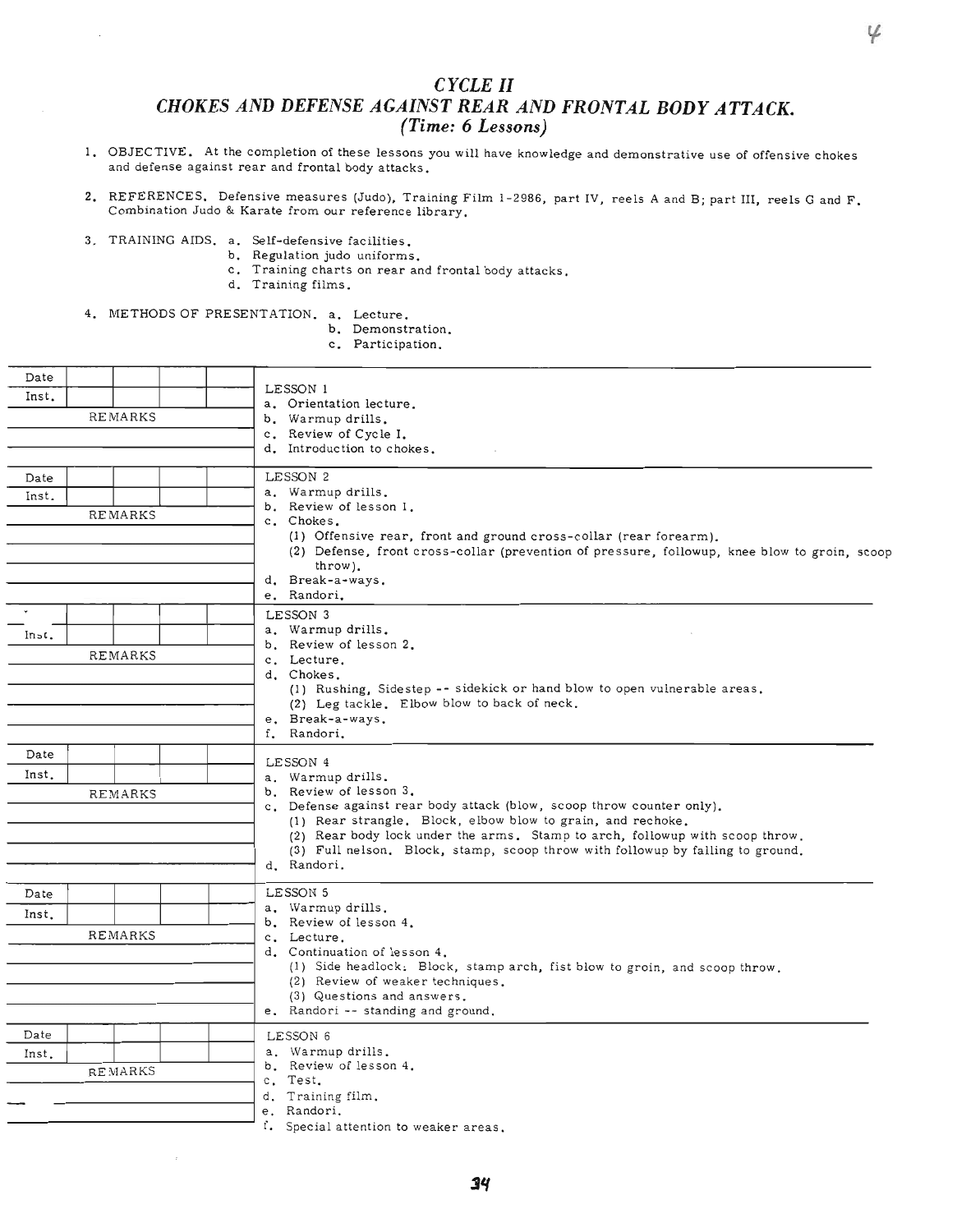# CYCLE II
## CHOKES AND DEFENSE AGAINST REAR AND FRONTAL BODY ATTACK.
*(Time: 6 Lessons)*

1. OBJECTIVE. At the completion of these lessons you will have knowledge and demonstrative use of offensive chokes and defense against rear and frontal body attacks.

2. REFERENCES. Defensive measures (Judo), Training Film 1-2986, part IV, reels A and B; part III, reels G and F. Combination Judo & Karate from our reference library.

3. TRAINING AIDS.
   a. Self-defensive facilities.
   b. Regulation judo uniforms.
   c. Training charts on rear and frontal body attacks.
   d. Training films.

4. METHODS OF PRESENTATION.
   a. Lecture.
   b. Demonstration.
   c. Participation.

| | | | | | |
|---|---|---|---|---|---|
| Date | | | | | LESSON 1<br>a. Orientation lecture.<br>b. Warmup drills.<br>c. Review of Cycle I.<br>d. Introduction to chokes. |
| Inst. | | | | | |
| REMARKS | | | | | |
| Date | | | | | LESSON 2<br>a. Warmup drills.<br>b. Review of lesson 1.<br>c. Chokes.<br>(1) Offensive rear, front and ground cross-collar (rear forearm).<br>(2) Defense, front cross-collar (prevention of pressure, followup, knee blow to groin, scoop throw).<br>d. Break-a-ways.<br>e. Randori. |
| Inst. | | | | | |
| REMARKS | | | | | |
| | | | | | LESSON 3<br>a. Warmup drills.<br>b. Review of lesson 2.<br>c. Lecture.<br>d. Chokes.<br>(1) Rushing, Sidestep -- sidekick or hand blow to open vulnerable areas.<br>(2) Leg tackle. Elbow blow to back of neck.<br>e. Break-a-ways.<br>f. Randori. |
| Inst. | | | | | |
| REMARKS | | | | | |
| Date | | | | | LESSON 4<br>a. Warmup drills.<br>b. Review of lesson 3.<br>c. Defense against rear body attack (blow, scoop throw counter only).<br>(1) Rear strangle. Block, elbow blow to grain, and rechoke.<br>(2) Rear body lock under the arms. Stamp to arch, followup with scoop throw.<br>(3) Full nelson. Block, stamp, scoop throw with followup by falling to ground.<br>d. Randori. |
| Inst. | | | | | |
| REMARKS | | | | | |
| Date | | | | | LESSON 5<br>a. Warmup drills.<br>b. Review of lesson 4.<br>c. Lecture.<br>d. Continuation of lesson 4.<br>(1) Side headlock: Block, stamp arch, fist blow to groin, and scoop throw.<br>(2) Review of weaker techniques.<br>(3) Questions and answers.<br>e. Randori -- standing and ground. |
| Inst. | | | | | |
| REMARKS | | | | | |
| Date | | | | | LESSON 6<br>a. Warmup drills.<br>b. Review of lesson 4.<br>c. Test.<br>d. Training film.<br>e. Randori.<br>f. Special attention to weaker areas. |
| Inst. | | | | | |
| REMARKS | | | | | |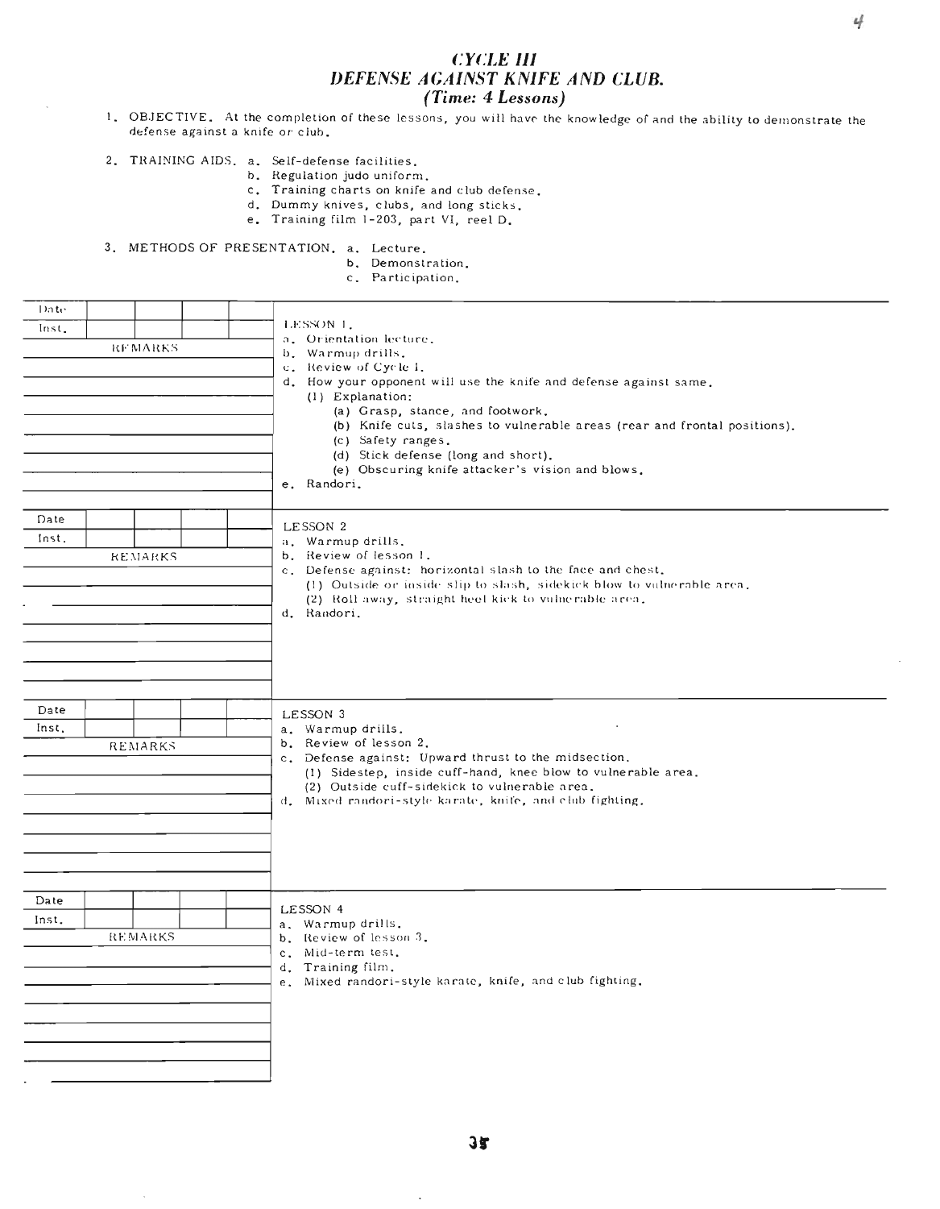## *CYCLE III*
## *DEFENSE AGAINST KNIFE AND CLUB.*
### *(Time: 4 Lessons)*

1. OBJECTIVE. At the completion of these lessons, you will have the knowledge of and the ability to demonstrate the defense against a knife or club.

2. TRAINING AIDS.
   a. Self-defense facilities.
   b. Regulation judo uniform.
   c. Training charts on knife and club defense.
   d. Dummy knives, clubs, and long sticks.
   e. Training film 1-203, part VI, reel D.

3. METHODS OF PRESENTATION.
   a. Lecture.
   b. Demonstration.
   c. Participation.

| | | | | | |
|---|---|---|---|---|---|
| Date | | | | | LESSON 1. |
| Inst. | | | | | a. Orientation lecture. |
| REMARKS | | | | | b. Warmup drills. |
| | | | | | c. Review of Cycle I. |
| | | | | | d. How your opponent will use the knife and defense against same. |
| | | | | | (1) Explanation: |
| | | | | | (a) Grasp, stance, and footwork. |
| | | | | | (b) Knife cuts, slashes to vulnerable areas (rear and frontal positions). |
| | | | | | (c) Safety ranges. |
| | | | | | (d) Stick defense (long and short). |
| | | | | | (e) Obscuring knife attacker's vision and blows. |
| | | | | | e. Randori. |
| Date | | | | | LESSON 2 |
| Inst. | | | | | a. Warmup drills. |
| REMARKS | | | | | b. Review of lesson 1. |
| | | | | | c. Defense against: horizontal slash to the face and chest. |
| | | | | | (1) Outside or inside slip to slash, sidekick blow to vulnerable area. |
| | | | | | (2) Roll away, straight heel kick to vulnerable area. |
| | | | | | d. Randori. |
| Date | | | | | LESSON 3 |
| Inst. | | | | | a. Warmup drills. |
| REMARKS | | | | | b. Review of lesson 2. |
| | | | | | c. Defense against: Upward thrust to the midsection. |
| | | | | | (1) Sidestep, inside cuff-hand, knee blow to vulnerable area. |
| | | | | | (2) Outside cuff-sidekick to vulnerable area. |
| | | | | | d. Mixed randori-style karate, knife, and club fighting. |
| Date | | | | | LESSON 4 |
| Inst. | | | | | a. Warmup drills. |
| REMARKS | | | | | b. Review of lesson 3. |
| | | | | | c. Mid-term test. |
| | | | | | d. Training film. |
| | | | | | e. Mixed randori-style karate, knife, and club fighting. |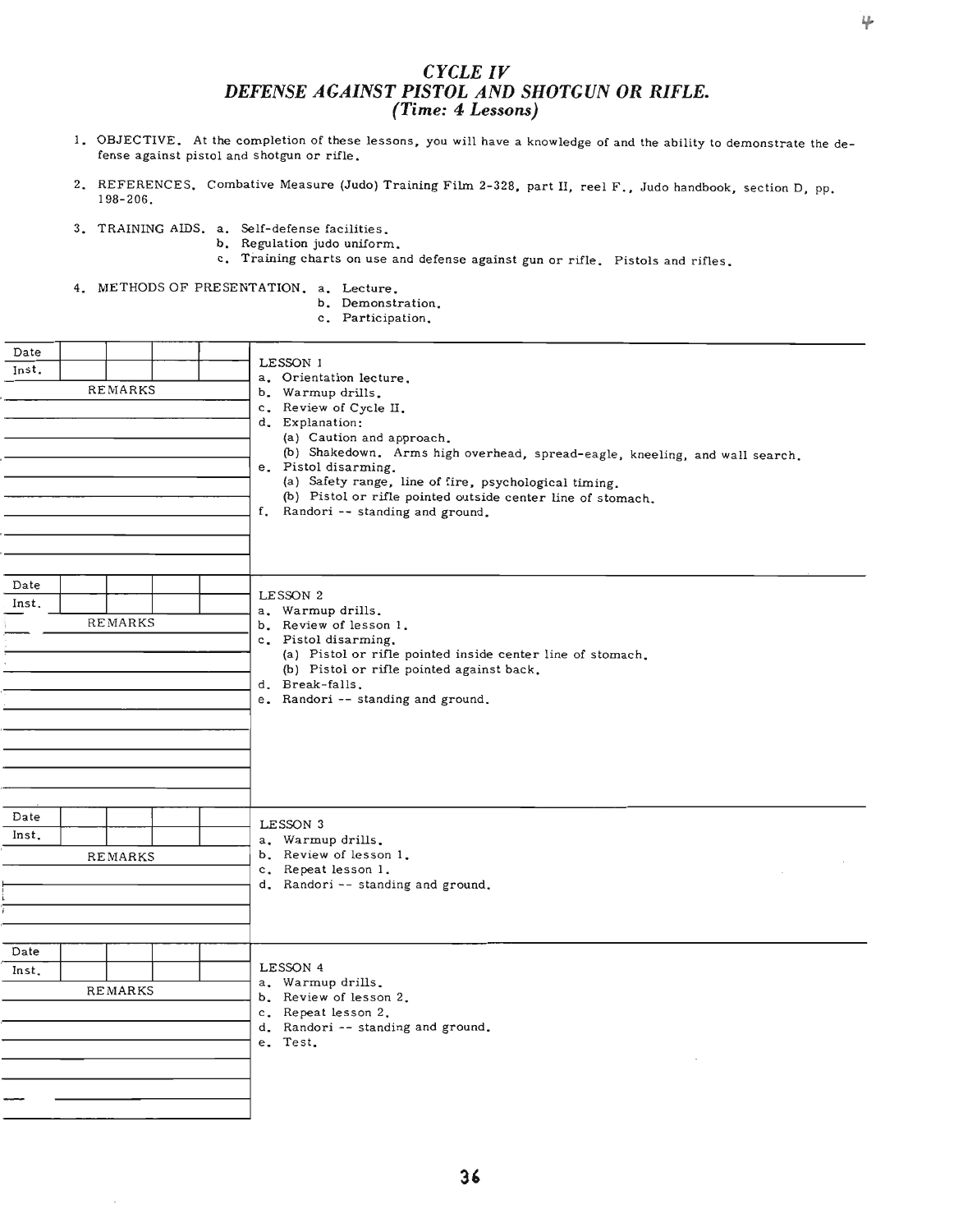# *CYCLE IV*
## *DEFENSE AGAINST PISTOL AND SHOTGUN OR RIFLE.*
### *(Time: 4 Lessons)*

1. OBJECTIVE. At the completion of these lessons, you will have a knowledge of and the ability to demonstrate the defense against pistol and shotgun or rifle.

2. REFERENCES. Combative Measure (Judo) Training Film 2-328, part II, reel F., Judo handbook, section D, pp. 198-206.

3. TRAINING AIDS.
   a. Self-defense facilities.
   b. Regulation judo uniform.
   c. Training charts on use and defense against gun or rifle. Pistols and rifles.

4. METHODS OF PRESENTATION.
   a. Lecture.
   b. Demonstration.
   c. Participation.

| | | | | | |
|---|---|---|---|---|---|
| Date | | | | | LESSON 1<br>a. Orientation lecture.<br>b. Warmup drills.<br>c. Review of Cycle II.<br>d. Explanation:<br>(a) Caution and approach.<br>(b) Shakedown. Arms high overhead, spread-eagle, kneeling, and wall search.<br>e. Pistol disarming.<br>(a) Safety range, line of fire, psychological timing.<br>(b) Pistol or rifle pointed outside center line of stomach.<br>f. Randori -- standing and ground. |
| Inst. | | | | | |
| REMARKS | | | | | |
| Date | | | | | LESSON 2<br>a. Warmup drills.<br>b. Review of lesson 1.<br>c. Pistol disarming.<br>(a) Pistol or rifle pointed inside center line of stomach.<br>(b) Pistol or rifle pointed against back.<br>d. Break-falls.<br>e. Randori -- standing and ground. |
| Inst. | | | | | |
| REMARKS | | | | | |
| Date | | | | | LESSON 3<br>a. Warmup drills.<br>b. Review of lesson 1.<br>c. Repeat lesson 1.<br>d. Randori -- standing and ground. |
| Inst. | | | | | |
| REMARKS | | | | | |
| Date | | | | | LESSON 4<br>a. Warmup drills.<br>b. Review of lesson 2.<br>c. Repeat lesson 2.<br>d. Randori -- standing and ground.<br>e. Test. |
| Inst. | | | | | |
| REMARKS | | | | | |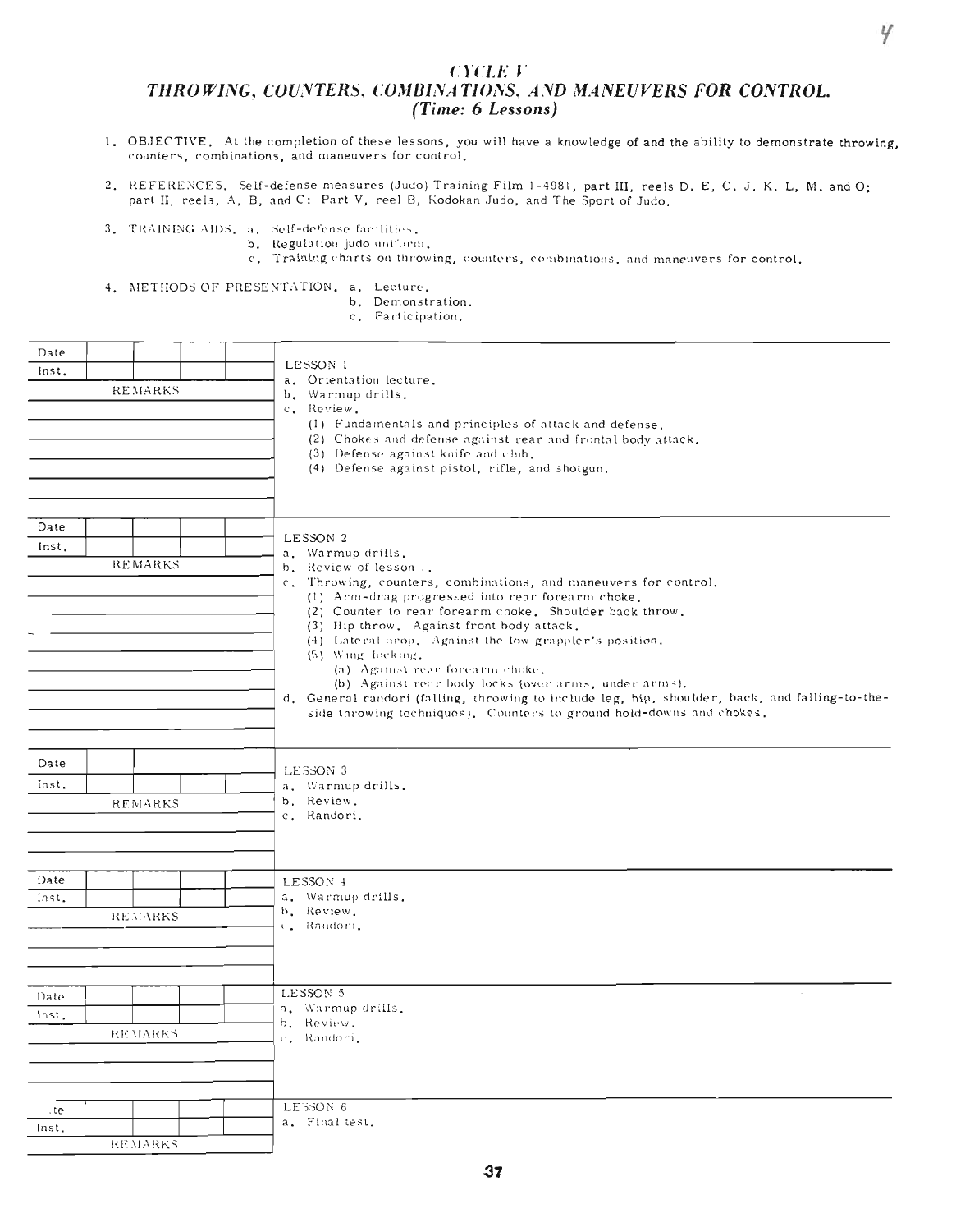## *CYCLE V*
## *THROWING, COUNTERS, COMBINATIONS, AND MANEUVERS FOR CONTROL.*
### *(Time: 6 Lessons)*

1. OBJECTIVE. At the completion of these lessons, you will have a knowledge of and the ability to demonstrate throwing, counters, combinations, and maneuvers for control.

2. REFERENCES. Self-defense measures (Judo) Training Film 1-4981, part III, reels D, E, C, J, K, L, M, and O; part II, reels, A, B, and C: Part V, reel B, Kodokan Judo, and The Sport of Judo.

3. TRAINING AIDS.
   - a. Self-defense facilities.
   - b. Regulation judo uniform.
   - c. Training charts on throwing, counters, combinations, and maneuvers for control.

4. METHODS OF PRESENTATION.
   - a. Lecture.
   - b. Demonstration.
   - c. Participation.

| | | | | | |
|---|---|---|---|---|---|
| Date | | | | | LESSON 1<br>a. Orientation lecture.<br>b. Warmup drills.<br>c. Review.<br>(1) Fundamentals and principles of attack and defense.<br>(2) Chokes and defense against rear and frontal body attack.<br>(3) Defense against knife and club.<br>(4) Defense against pistol, rifle, and shotgun. |
| Inst. | | | | | |
| REMARKS | | | | | |
| Date | | | | | LESSON 2<br>a. Warmup drills.<br>b. Review of lesson 1.<br>c. Throwing, counters, combinations, and maneuvers for control.<br>(1) Arm-drag progressed into rear forearm choke.<br>(2) Counter to rear forearm choke. Shoulder back throw.<br>(3) Hip throw. Against front body attack.<br>(4) Lateral drop. Against the low grappler's position.<br>(5) Wing-locking.<br>(a) Against rear forearm choke.<br>(b) Against rear body locks (over arms, under arms).<br>d. General randori (falling, throwing to include leg, hip, shoulder, back, and falling-to-the-side throwing techniques). Counters to ground hold-downs and chokes. |
| Inst. | | | | | |
| REMARKS | | | | | |
| Date | | | | | LESSON 3<br>a. Warmup drills.<br>b. Review.<br>c. Randori. |
| Inst. | | | | | |
| REMARKS | | | | | |
| Date | | | | | LESSON 4<br>a. Warmup drills.<br>b. Review.<br>c. Randori. |
| Inst. | | | | | |
| REMARKS | | | | | |
| Date | | | | | LESSON 5<br>a. Warmup drills.<br>b. Review.<br>c. Randori. |
| Inst. | | | | | |
| REMARKS | | | | | |
| Date | | | | | LESSON 6<br>a. Final test. |
| Inst. | | | | | |
| REMARKS | | | | | |